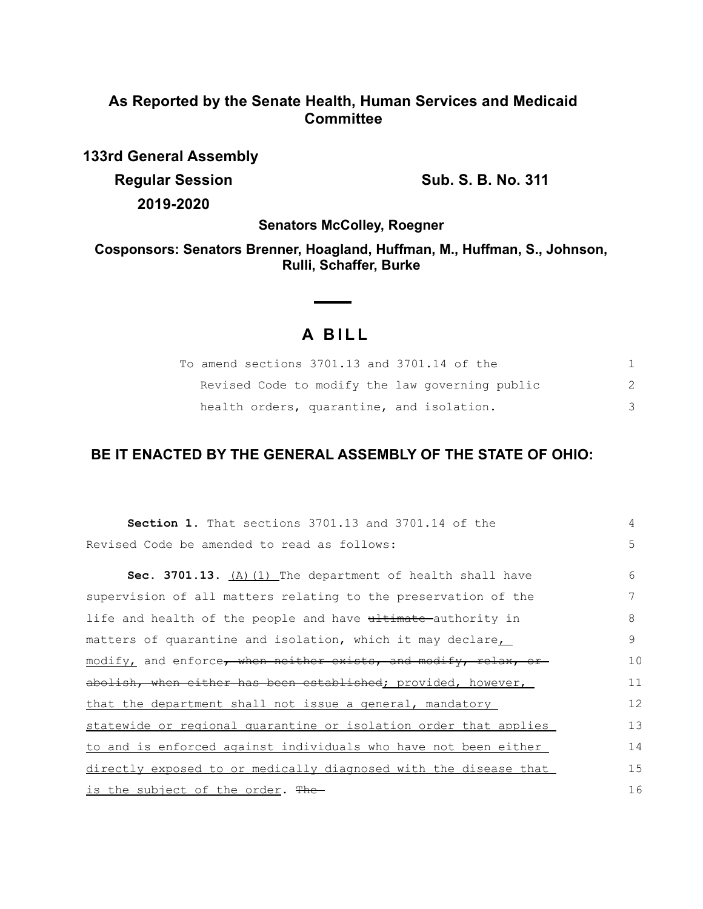**As Reported by the Senate Health, Human Services and Medicaid Committee**

**133rd General Assembly**

**Regular Session 2019-2020**

**Sub. S. B. No. 311**

**Senators McColley, Roegner**

**Cosponsors: Senators Brenner, Hoagland, Huffman, M., Huffman, S., Johnson, Rulli, Schaffer, Burke**

# A BILL

To amend sections 3701.13 and 3701.14 of the Revised Code to modify the law governing public health orders, quarantine, and isolation.

**BE IT ENACTED BY THE GENERAL ASSEMBLY OF THE STATE OF OHIO:**

**Section 1.** That sections 3701.13 and 3701.14 of the Revised Code be amended to read as follows:

**Sec. 3701.13.** (A)(1) The department of health shall have supervision of all matters relating to the preservation of the life and health of the people and have ~~ultimate~~ authority in matters of quarantine and isolation, which it may declare, modify, and enforce~~, when neither exists, and modify, relax, or abolish, when either has been established~~; provided, however, that the department shall not issue a general, mandatory statewide or regional quarantine or isolation order that applies to and is enforced against individuals who have not been either directly exposed to or medically diagnosed with the disease that is the subject of the order. ~~The~~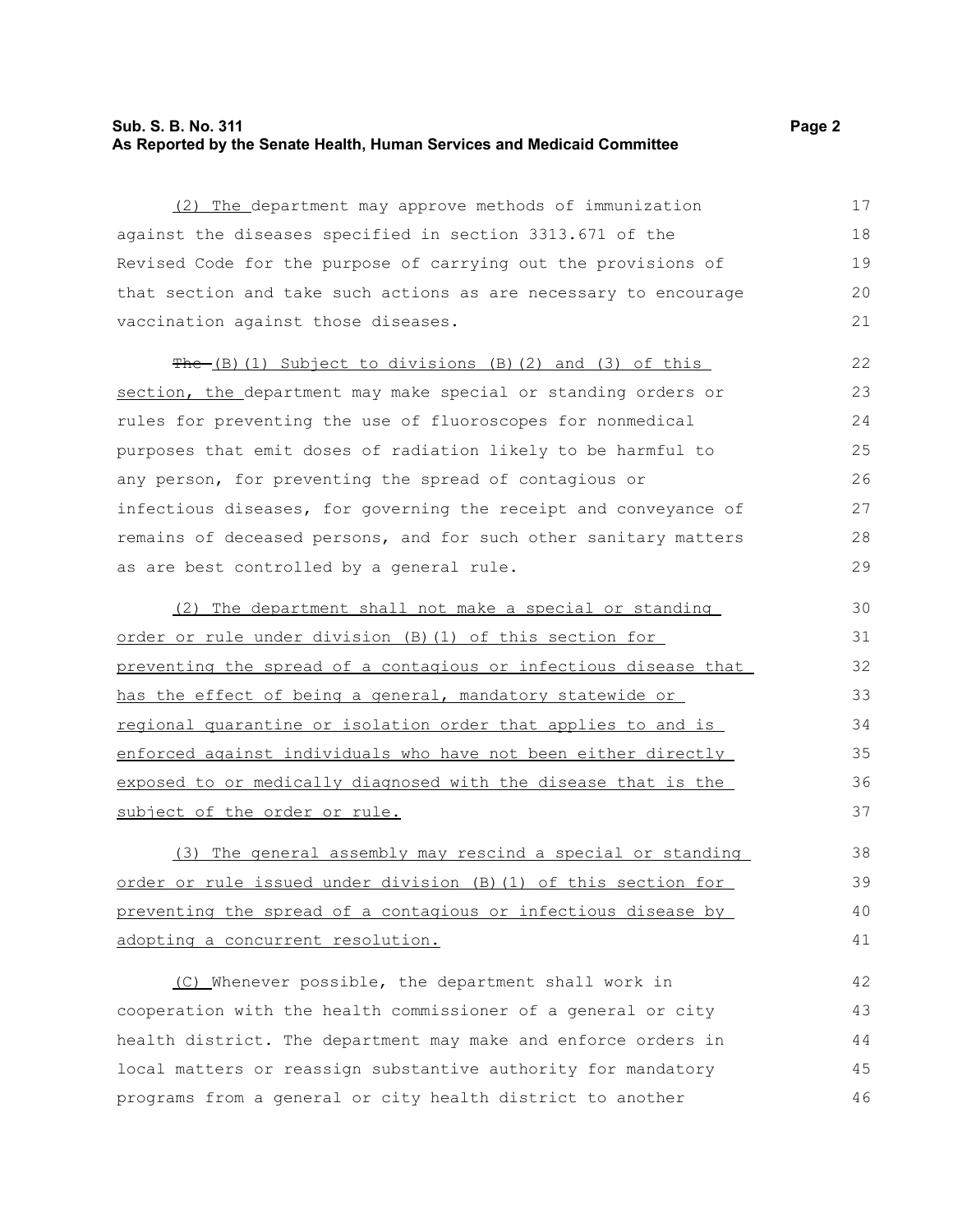(2) The department may approve methods of immunization against the diseases specified in section 3313.671 of the Revised Code for the purpose of carrying out the provisions of that section and take such actions as are necessary to encourage vaccination against those diseases.

~~The~~ (B)(1) Subject to divisions (B)(2) and (3) of this section, the department may make special or standing orders or rules for preventing the use of fluoroscopes for nonmedical purposes that emit doses of radiation likely to be harmful to any person, for preventing the spread of contagious or infectious diseases, for governing the receipt and conveyance of remains of deceased persons, and for such other sanitary matters as are best controlled by a general rule.

(2) The department shall not make a special or standing order or rule under division (B)(1) of this section for preventing the spread of a contagious or infectious disease that has the effect of being a general, mandatory statewide or regional quarantine or isolation order that applies to and is enforced against individuals who have not been either directly exposed to or medically diagnosed with the disease that is the subject of the order or rule.

(3) The general assembly may rescind a special or standing order or rule issued under division (B)(1) of this section for preventing the spread of a contagious or infectious disease by adopting a concurrent resolution.

(C) Whenever possible, the department shall work in cooperation with the health commissioner of a general or city health district. The department may make and enforce orders in local matters or reassign substantive authority for mandatory programs from a general or city health district to another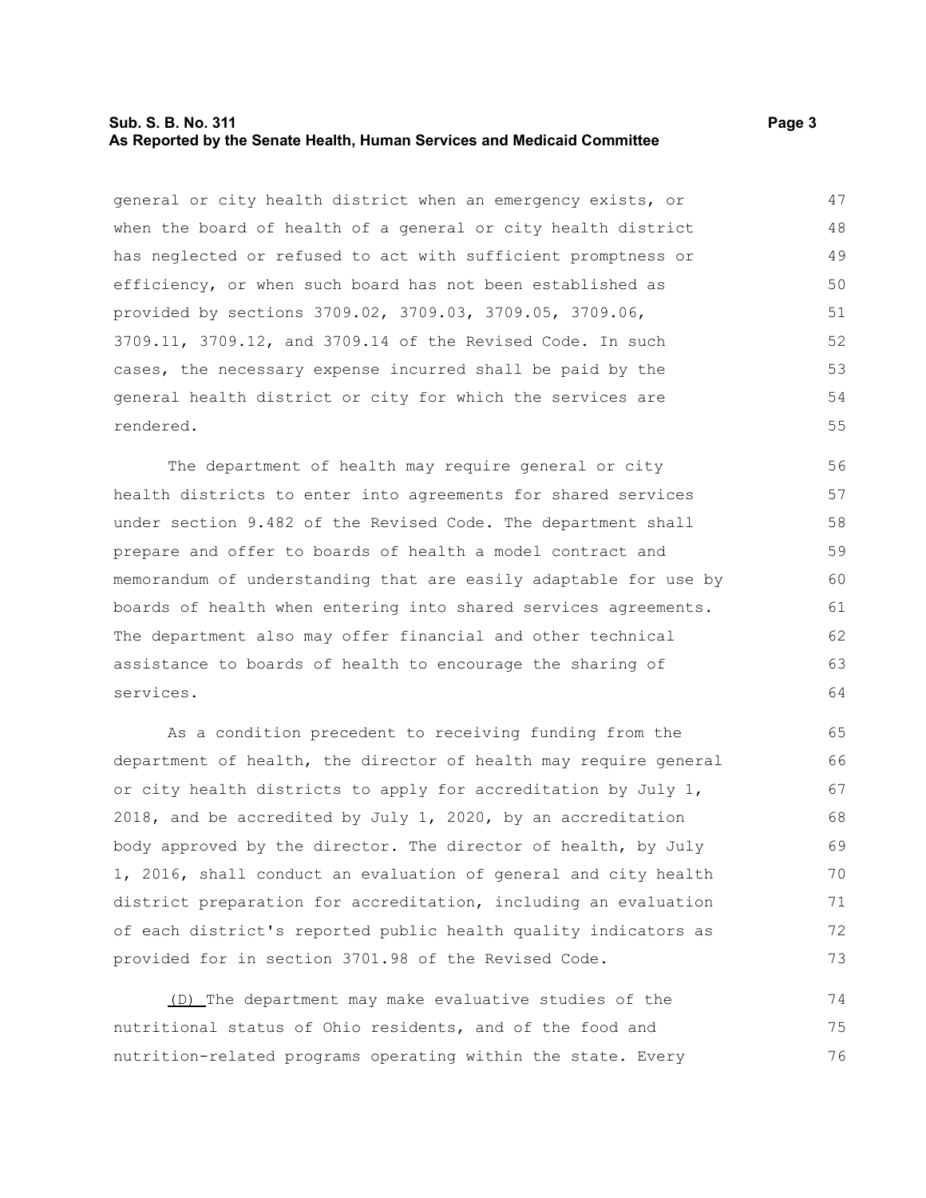general or city health district when an emergency exists, or when the board of health of a general or city health district has neglected or refused to act with sufficient promptness or efficiency, or when such board has not been established as provided by sections 3709.02, 3709.03, 3709.05, 3709.06, 3709.11, 3709.12, and 3709.14 of the Revised Code. In such cases, the necessary expense incurred shall be paid by the general health district or city for which the services are rendered.

The department of health may require general or city health districts to enter into agreements for shared services under section 9.482 of the Revised Code. The department shall prepare and offer to boards of health a model contract and memorandum of understanding that are easily adaptable for use by boards of health when entering into shared services agreements. The department also may offer financial and other technical assistance to boards of health to encourage the sharing of services.

As a condition precedent to receiving funding from the department of health, the director of health may require general or city health districts to apply for accreditation by July 1, 2018, and be accredited by July 1, 2020, by an accreditation body approved by the director. The director of health, by July 1, 2016, shall conduct an evaluation of general and city health district preparation for accreditation, including an evaluation of each district's reported public health quality indicators as provided for in section 3701.98 of the Revised Code.

<u>(D)</u> The department may make evaluative studies of the nutritional status of Ohio residents, and of the food and nutrition-related programs operating within the state. Every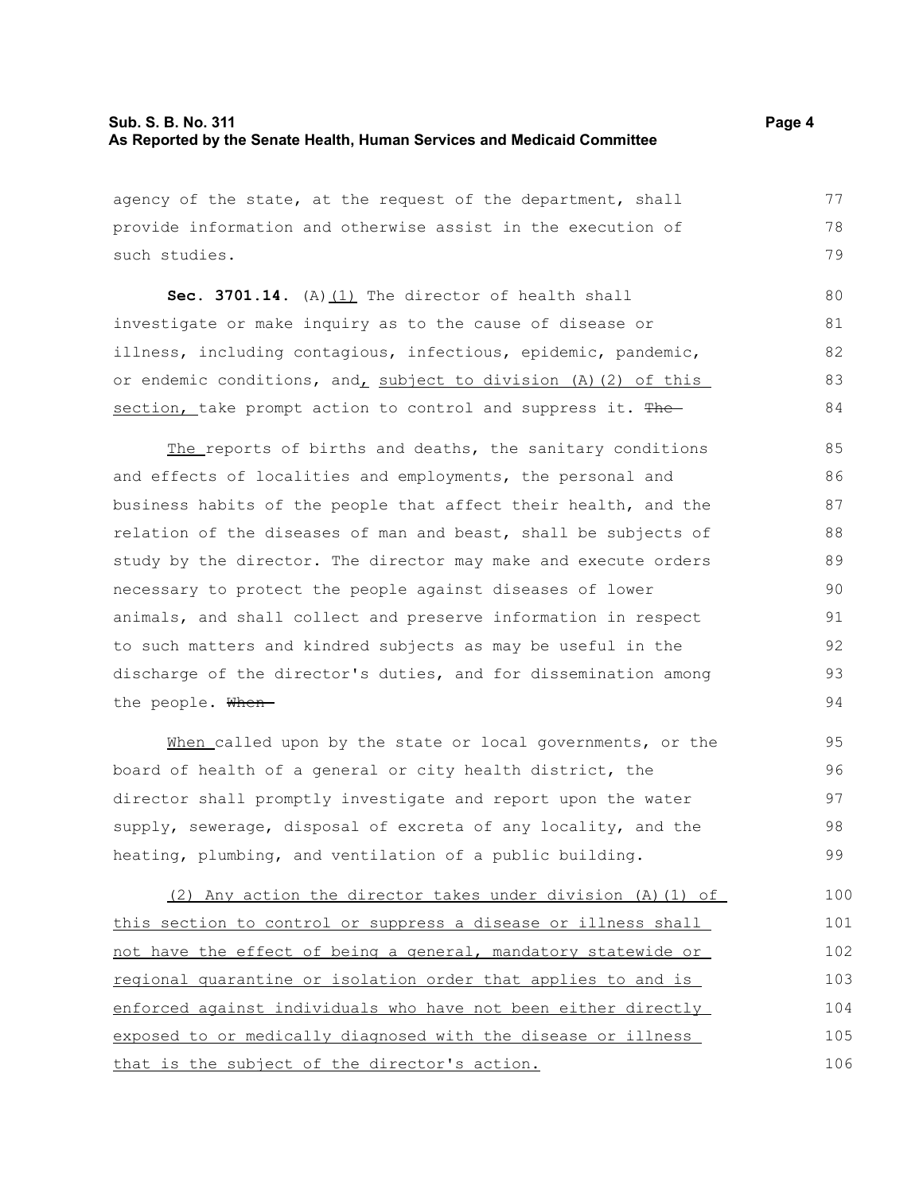agency of the state, at the request of the department, shall provide information and otherwise assist in the execution of such studies.

**Sec. 3701.14.** (A)<u>(1)</u> The director of health shall investigate or make inquiry as to the cause of disease or illness, including contagious, infectious, epidemic, pandemic, or endemic conditions, and<u>, subject to division (A)(2) of this section,</u> take prompt action to control and suppress it. ~~The~~

<u>The</u> reports of births and deaths, the sanitary conditions and effects of localities and employments, the personal and business habits of the people that affect their health, and the relation of the diseases of man and beast, shall be subjects of study by the director. The director may make and execute orders necessary to protect the people against diseases of lower animals, and shall collect and preserve information in respect to such matters and kindred subjects as may be useful in the discharge of the director's duties, and for dissemination among the people. ~~When~~

<u>When</u> called upon by the state or local governments, or the board of health of a general or city health district, the director shall promptly investigate and report upon the water supply, sewerage, disposal of excreta of any locality, and the heating, plumbing, and ventilation of a public building.

<u>(2) Any action the director takes under division (A)(1) of this section to control or suppress a disease or illness shall not have the effect of being a general, mandatory statewide or regional quarantine or isolation order that applies to and is enforced against individuals who have not been either directly exposed to or medically diagnosed with the disease or illness that is the subject of the director's action.</u>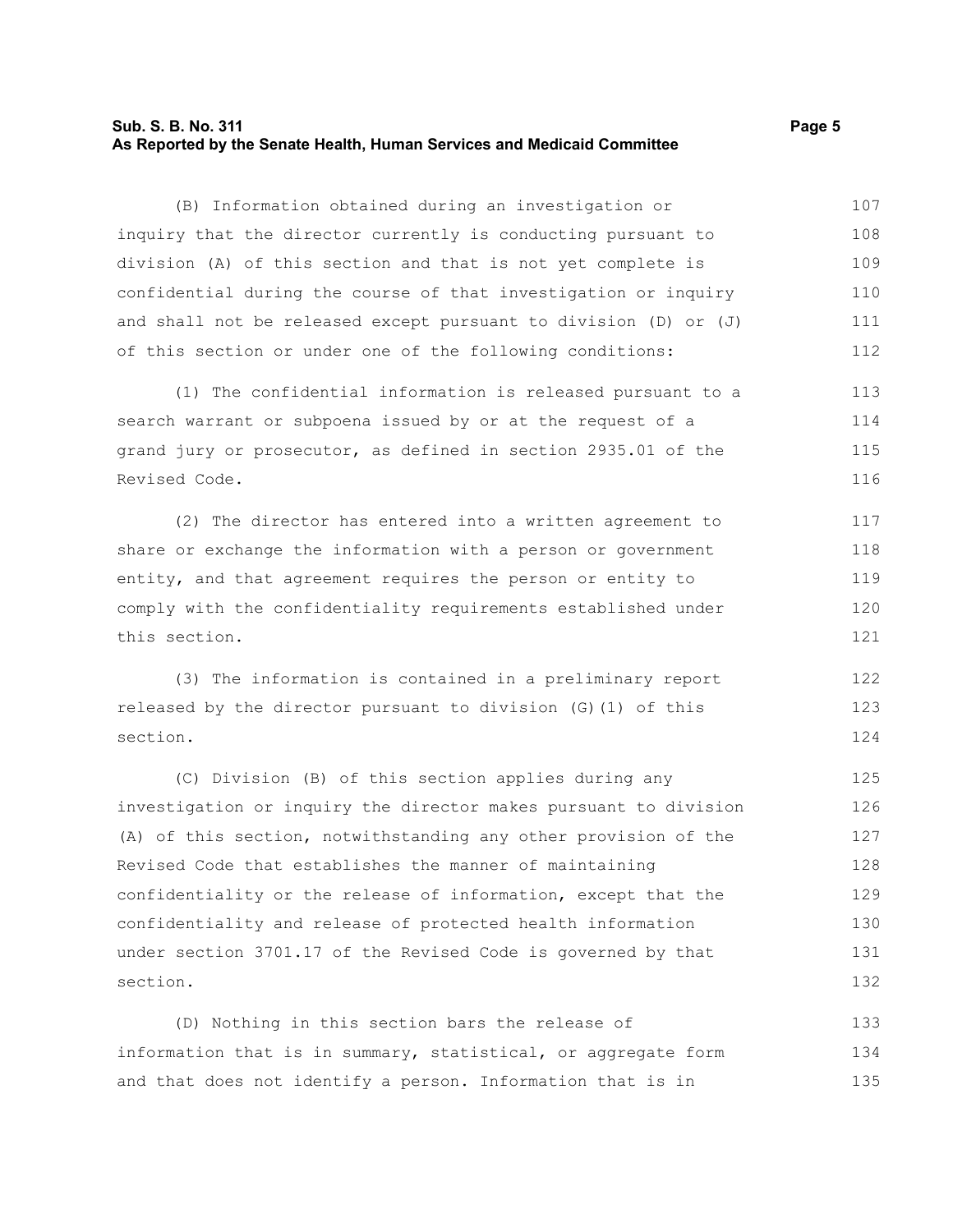(B) Information obtained during an investigation or inquiry that the director currently is conducting pursuant to division (A) of this section and that is not yet complete is confidential during the course of that investigation or inquiry and shall not be released except pursuant to division (D) or (J) of this section or under one of the following conditions:

(1) The confidential information is released pursuant to a search warrant or subpoena issued by or at the request of a grand jury or prosecutor, as defined in section 2935.01 of the Revised Code.

(2) The director has entered into a written agreement to share or exchange the information with a person or government entity, and that agreement requires the person or entity to comply with the confidentiality requirements established under this section.

(3) The information is contained in a preliminary report released by the director pursuant to division (G)(1) of this section.

(C) Division (B) of this section applies during any investigation or inquiry the director makes pursuant to division (A) of this section, notwithstanding any other provision of the Revised Code that establishes the manner of maintaining confidentiality or the release of information, except that the confidentiality and release of protected health information under section 3701.17 of the Revised Code is governed by that section.

(D) Nothing in this section bars the release of information that is in summary, statistical, or aggregate form and that does not identify a person. Information that is in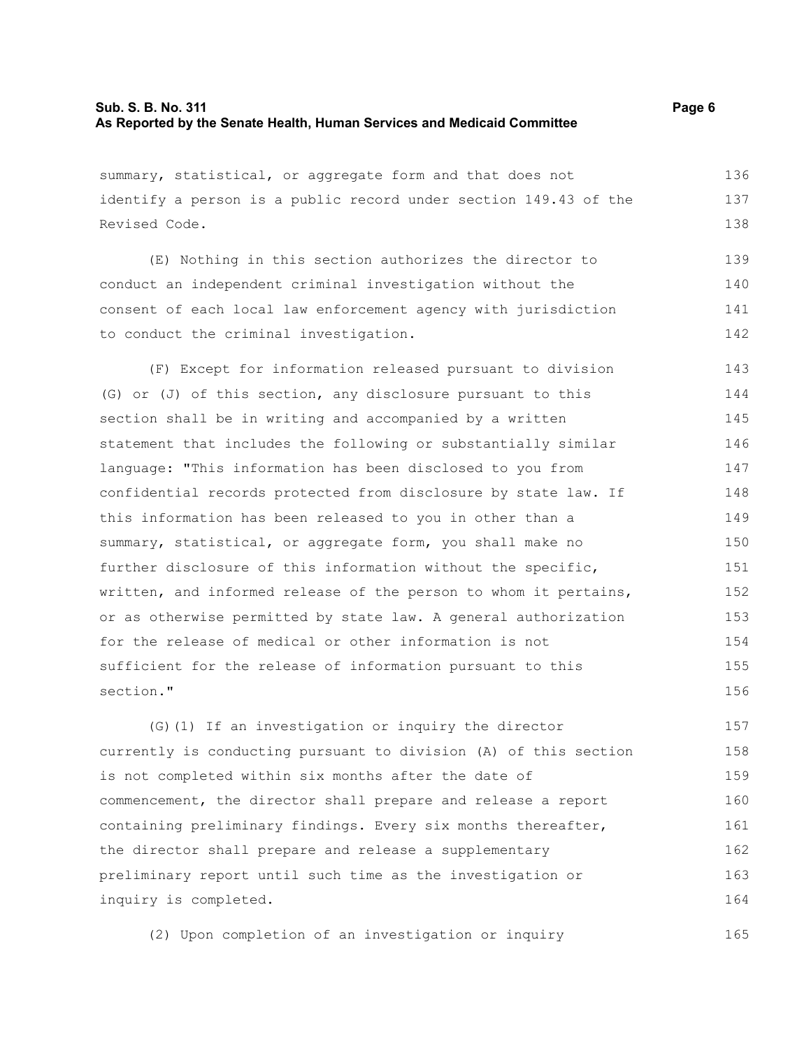summary, statistical, or aggregate form and that does not identify a person is a public record under section 149.43 of the Revised Code.

(E) Nothing in this section authorizes the director to conduct an independent criminal investigation without the consent of each local law enforcement agency with jurisdiction to conduct the criminal investigation.

(F) Except for information released pursuant to division (G) or (J) of this section, any disclosure pursuant to this section shall be in writing and accompanied by a written statement that includes the following or substantially similar language: "This information has been disclosed to you from confidential records protected from disclosure by state law. If this information has been released to you in other than a summary, statistical, or aggregate form, you shall make no further disclosure of this information without the specific, written, and informed release of the person to whom it pertains, or as otherwise permitted by state law. A general authorization for the release of medical or other information is not sufficient for the release of information pursuant to this section."

(G)(1) If an investigation or inquiry the director currently is conducting pursuant to division (A) of this section is not completed within six months after the date of commencement, the director shall prepare and release a report containing preliminary findings. Every six months thereafter, the director shall prepare and release a supplementary preliminary report until such time as the investigation or inquiry is completed.

(2) Upon completion of an investigation or inquiry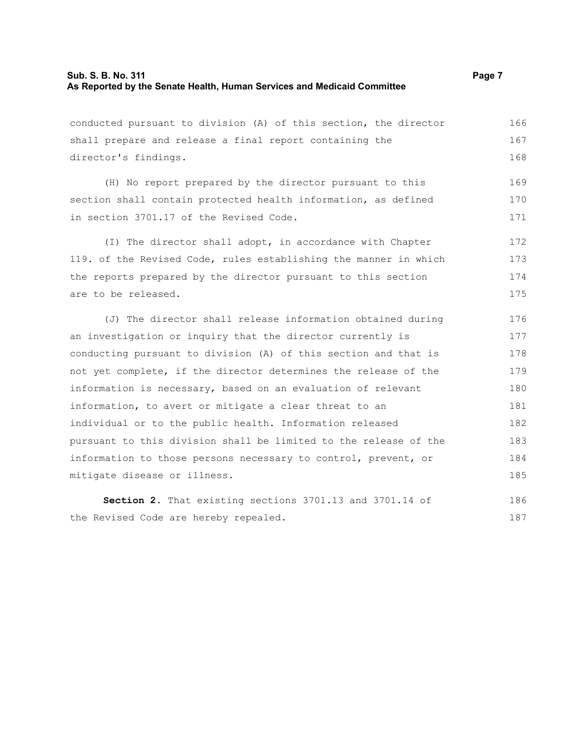conducted pursuant to division (A) of this section, the director shall prepare and release a final report containing the director's findings.

(H) No report prepared by the director pursuant to this section shall contain protected health information, as defined in section 3701.17 of the Revised Code.

(I) The director shall adopt, in accordance with Chapter 119. of the Revised Code, rules establishing the manner in which the reports prepared by the director pursuant to this section are to be released.

(J) The director shall release information obtained during an investigation or inquiry that the director currently is conducting pursuant to division (A) of this section and that is not yet complete, if the director determines the release of the information is necessary, based on an evaluation of relevant information, to avert or mitigate a clear threat to an individual or to the public health. Information released pursuant to this division shall be limited to the release of the information to those persons necessary to control, prevent, or mitigate disease or illness.

**Section 2.** That existing sections 3701.13 and 3701.14 of the Revised Code are hereby repealed.